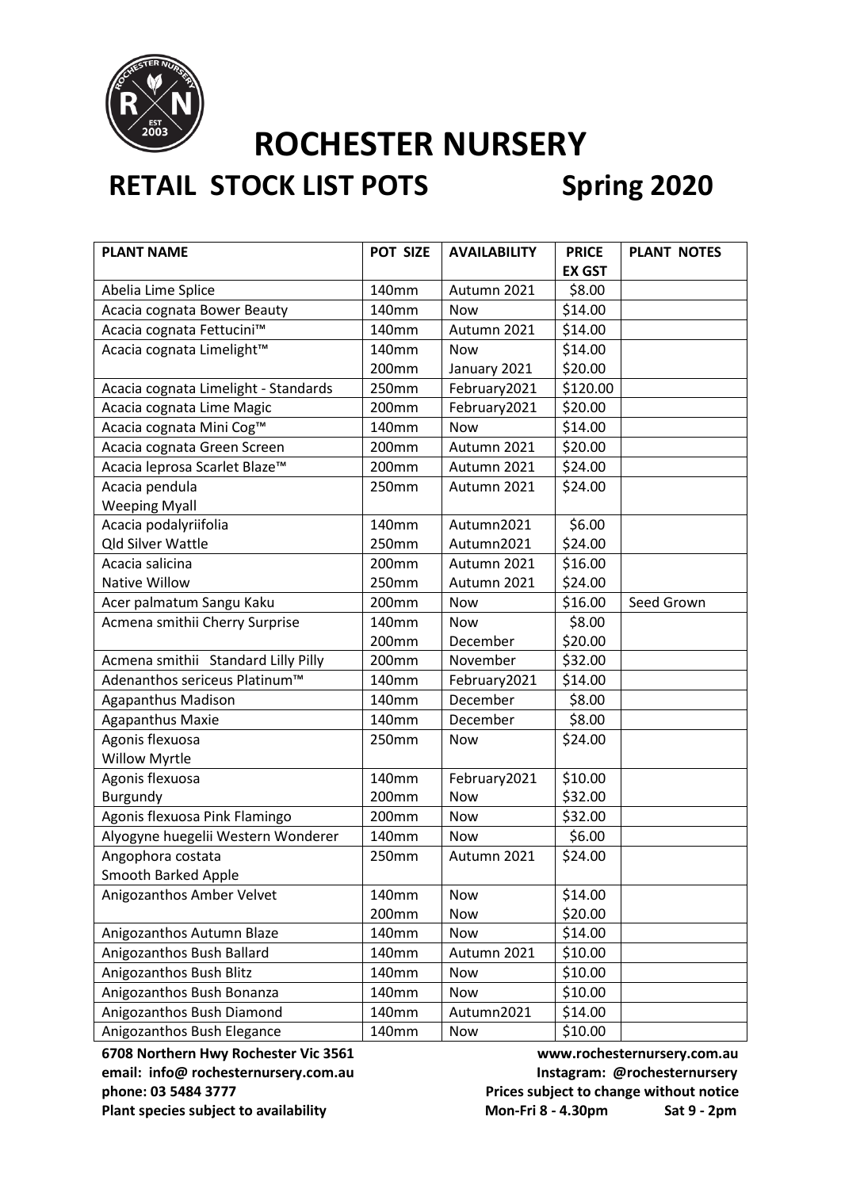# ROCHESTER NURSERY

## RETAIL STOCK LIST POTS Spring 2020

| PLANT NAME | POT SIZE | AVAILABILITY | PRICE EX GST | PLANT NOTES |
|---|---|---|---|---|
| Abelia Lime Splice | 140mm | Autumn 2021 | $8.00 | |
| Acacia cognata Bower Beauty | 140mm | Now | $14.00 | |
| Acacia cognata Fettucini™ | 140mm | Autumn 2021 | $14.00 | |
| Acacia cognata Limelight™ | 140mm<br>200mm | Now<br>January 2021 | $14.00<br>$20.00 | |
| Acacia cognata Limelight - Standards | 250mm | February2021 | $120.00 | |
| Acacia cognata Lime Magic | 200mm | February2021 | $20.00 | |
| Acacia cognata Mini Cog™ | 140mm | Now | $14.00 | |
| Acacia cognata Green Screen | 200mm | Autumn 2021 | $20.00 | |
| Acacia leprosa Scarlet Blaze™ | 200mm | Autumn 2021 | $24.00 | |
| Acacia pendula<br>Weeping Myall | 250mm | Autumn 2021 | $24.00 | |
| Acacia podalyriifolia<br>Qld Silver Wattle | 140mm<br>250mm | Autumn2021<br>Autumn2021 | $6.00<br>$24.00 | |
| Acacia salicina<br>Native Willow | 200mm<br>250mm | Autumn 2021<br>Autumn 2021 | $16.00<br>$24.00 | |
| Acer palmatum Sangu Kaku | 200mm | Now | $16.00 | Seed Grown |
| Acmena smithii Cherry Surprise | 140mm<br>200mm | Now<br>December | $8.00<br>$20.00 | |
| Acmena smithii Standard Lilly Pilly | 200mm | November | $32.00 | |
| Adenanthos sericeus Platinum™ | 140mm | February2021 | $14.00 | |
| Agapanthus Madison | 140mm | December | $8.00 | |
| Agapanthus Maxie | 140mm | December | $8.00 | |
| Agonis flexuosa<br>Willow Myrtle | 250mm | Now | $24.00 | |
| Agonis flexuosa<br>Burgundy | 140mm<br>200mm | February2021<br>Now | $10.00<br>$32.00 | |
| Agonis flexuosa Pink Flamingo | 200mm | Now | $32.00 | |
| Alyogyne huegelii Western Wonderer | 140mm | Now | $6.00 | |
| Angophora costata<br>Smooth Barked Apple | 250mm | Autumn 2021 | $24.00 | |
| Anigozanthos Amber Velvet | 140mm<br>200mm | Now<br>Now | $14.00<br>$20.00 | |
| Anigozanthos Autumn Blaze | 140mm | Now | $14.00 | |
| Anigozanthos Bush Ballard | 140mm | Autumn 2021 | $10.00 | |
| Anigozanthos Bush Blitz | 140mm | Now | $10.00 | |
| Anigozanthos Bush Bonanza | 140mm | Now | $10.00 | |
| Anigozanthos Bush Diamond | 140mm | Autumn2021 | $14.00 | |
| Anigozanthos Bush Elegance | 140mm | Now | $10.00 | |

**6708 Northern Hwy Rochester Vic 3561**
**email: info@ rochesternursery.com.au**
**phone: 03 5484 3777**
**Plant species subject to availability**

**www.rochesternursery.com.au**
**Instagram: @rochesternursery**
**Prices subject to change without notice**
**Mon-Fri 8 - 4.30pm Sat 9 - 2pm**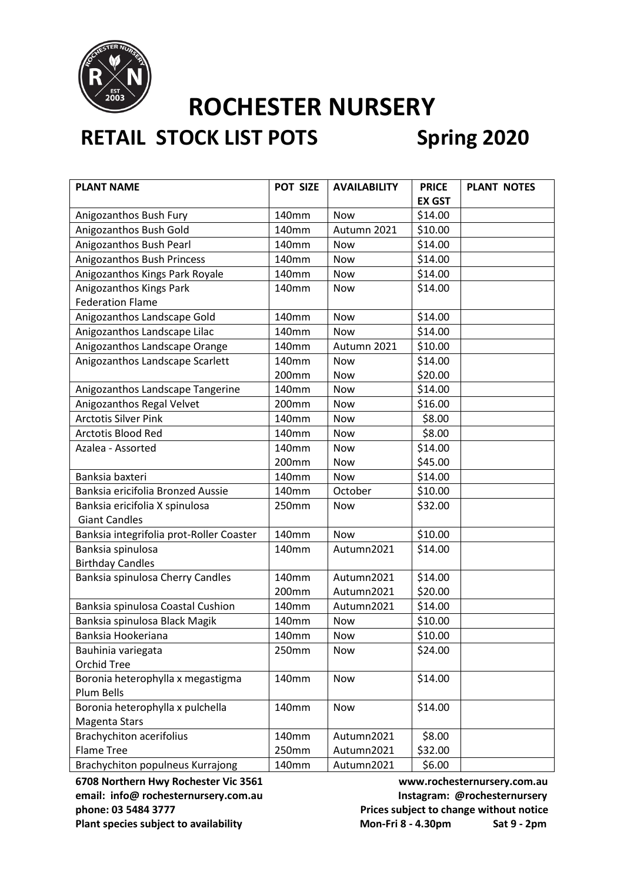# ROCHESTER NURSERY

## RETAIL STOCK LIST POTS Spring 2020

| PLANT NAME | POT SIZE | AVAILABILITY | PRICE EX GST | PLANT NOTES |
|---|---|---|---|---|
| Anigozanthos Bush Fury | 140mm | Now | $14.00 | |
| Anigozanthos Bush Gold | 140mm | Autumn 2021 | $10.00 | |
| Anigozanthos Bush Pearl | 140mm | Now | $14.00 | |
| Anigozanthos Bush Princess | 140mm | Now | $14.00 | |
| Anigozanthos Kings Park Royale | 140mm | Now | $14.00 | |
| Anigozanthos Kings Park Federation Flame | 140mm | Now | $14.00 | |
| Anigozanthos Landscape Gold | 140mm | Now | $14.00 | |
| Anigozanthos Landscape Lilac | 140mm | Now | $14.00 | |
| Anigozanthos Landscape Orange | 140mm | Autumn 2021 | $10.00 | |
| Anigozanthos Landscape Scarlett | 140mm<br>200mm | Now<br>Now | $14.00<br>$20.00 | |
| Anigozanthos Landscape Tangerine | 140mm | Now | $14.00 | |
| Anigozanthos Regal Velvet | 200mm | Now | $16.00 | |
| Arctotis Silver Pink | 140mm | Now | $8.00 | |
| Arctotis Blood Red | 140mm | Now | $8.00 | |
| Azalea - Assorted | 140mm<br>200mm | Now<br>Now | $14.00<br>$45.00 | |
| Banksia baxteri | 140mm | Now | $14.00 | |
| Banksia ericifolia Bronzed Aussie | 140mm | October | $10.00 | |
| Banksia ericifolia X spinulosa Giant Candles | 250mm | Now | $32.00 | |
| Banksia integrifolia prot-Roller Coaster | 140mm | Now | $10.00 | |
| Banksia spinulosa Birthday Candles | 140mm | Autumn2021 | $14.00 | |
| Banksia spinulosa Cherry Candles | 140mm<br>200mm | Autumn2021<br>Autumn2021 | $14.00<br>$20.00 | |
| Banksia spinulosa Coastal Cushion | 140mm | Autumn2021 | $14.00 | |
| Banksia spinulosa Black Magik | 140mm | Now | $10.00 | |
| Banksia Hookeriana | 140mm | Now | $10.00 | |
| Bauhinia variegata Orchid Tree | 250mm | Now | $24.00 | |
| Boronia heterophylla x megastigma Plum Bells | 140mm | Now | $14.00 | |
| Boronia heterophylla x pulchella Magenta Stars | 140mm | Now | $14.00 | |
| Brachychiton acerifolius Flame Tree | 140mm<br>250mm | Autumn2021<br>Autumn2021 | $8.00<br>$32.00 | |
| Brachychiton populneus Kurrajong | 140mm | Autumn2021 | $6.00 | |

**6708 Northern Hwy Rochester Vic 3561**
**email: info@ rochesternursery.com.au**
**phone: 03 5484 3777**
**Plant species subject to availability**

**www.rochesternursery.com.au**
**Instagram: @rochesternursery**
**Prices subject to change without notice**
**Mon-Fri 8 - 4.30pm Sat 9 - 2pm**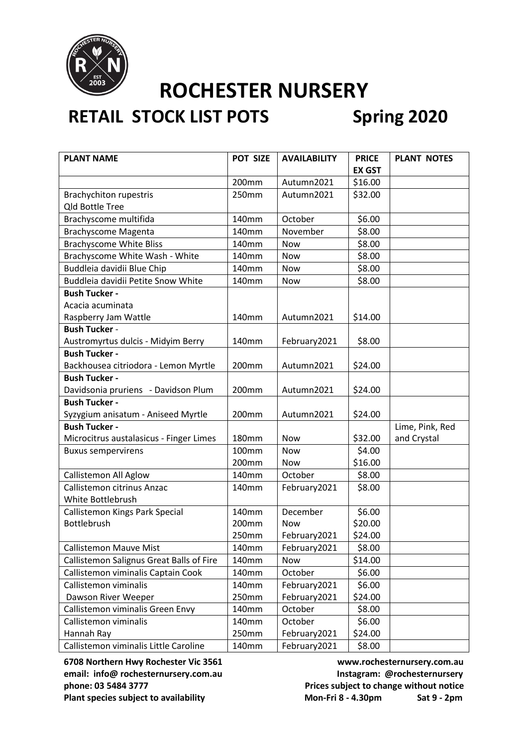# ROCHESTER NURSERY

## RETAIL STOCK LIST POTS Spring 2020

| PLANT NAME | POT SIZE | AVAILABILITY | PRICE EX GST | PLANT NOTES |
|---|---|---|---|---|
| | 200mm | Autumn2021 | $16.00 | |
| Brachychiton rupestris Qld Bottle Tree | 250mm | Autumn2021 | $32.00 | |
| Brachyscome multifida | 140mm | October | $6.00 | |
| Brachyscome Magenta | 140mm | November | $8.00 | |
| Brachyscome White Bliss | 140mm | Now | $8.00 | |
| Brachyscome White Wash - White | 140mm | Now | $8.00 | |
| Buddleia davidii Blue Chip | 140mm | Now | $8.00 | |
| Buddleia davidii Petite Snow White | 140mm | Now | $8.00 | |
| **Bush Tucker -** Acacia acuminata Raspberry Jam Wattle | 140mm | Autumn2021 | $14.00 | |
| **Bush Tucker** - Austromyrtus dulcis - Midyim Berry | 140mm | February2021 | $8.00 | |
| **Bush Tucker -** Backhousea citriodora - Lemon Myrtle | 200mm | Autumn2021 | $24.00 | |
| **Bush Tucker -** Davidsonia pruriens - Davidson Plum | 200mm | Autumn2021 | $24.00 | |
| **Bush Tucker -** Syzygium anisatum - Aniseed Myrtle | 200mm | Autumn2021 | $24.00 | |
| **Bush Tucker -** Microcitrus austalasicus - Finger Limes | 180mm | Now | $32.00 | Lime, Pink, Red and Crystal |
| Buxus sempervirens | 100mm | Now | $4.00 | |
| | 200mm | Now | $16.00 | |
| Callistemon All Aglow | 140mm | October | $8.00 | |
| Callistemon citrinus Anzac White Bottlebrush | 140mm | February2021 | $8.00 | |
| Callistemon Kings Park Special | 140mm | December | $6.00 | |
| Bottlebrush | 200mm | Now | $20.00 | |
| | 250mm | February2021 | $24.00 | |
| Callistemon Mauve Mist | 140mm | February2021 | $8.00 | |
| Callistemon Salignus Great Balls of Fire | 140mm | Now | $14.00 | |
| Callistemon viminalis Captain Cook | 140mm | October | $6.00 | |
| Callistemon viminalis | 140mm | February2021 | $6.00 | |
| Dawson River Weeper | 250mm | February2021 | $24.00 | |
| Callistemon viminalis Green Envy | 140mm | October | $8.00 | |
| Callistemon viminalis | 140mm | October | $6.00 | |
| Hannah Ray | 250mm | February2021 | $24.00 | |
| Callistemon viminalis Little Caroline | 140mm | February2021 | $8.00 | |

**6708 Northern Hwy Rochester Vic 3561**
**email: info@ rochesternursery.com.au**
**phone: 03 5484 3777**
**Plant species subject to availability**

**www.rochesternursery.com.au**
**Instagram: @rochesternursery**
**Prices subject to change without notice**
**Mon-Fri 8 - 4.30pm Sat 9 - 2pm**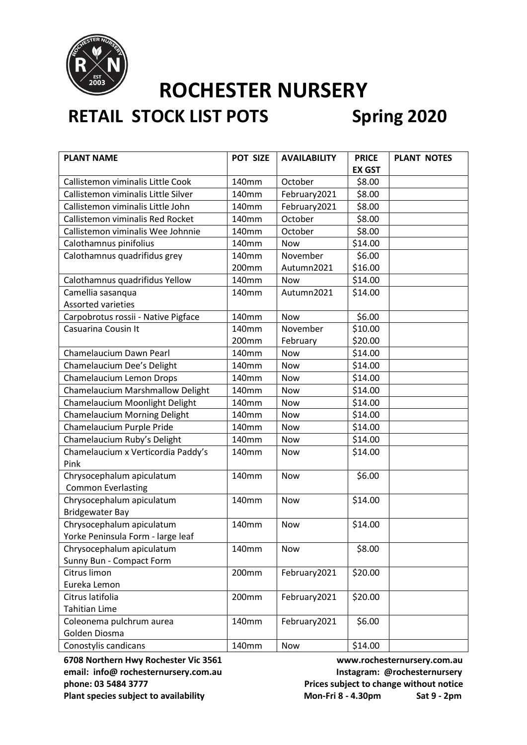# ROCHESTER NURSERY

## RETAIL STOCK LIST POTS Spring 2020

| PLANT NAME | POT SIZE | AVAILABILITY | PRICE EX GST | PLANT NOTES |
|---|---|---|---|---|
| Callistemon viminalis Little Cook | 140mm | October | $8.00 | |
| Callistemon viminalis Little Silver | 140mm | February2021 | $8.00 | |
| Callistemon viminalis Little John | 140mm | February2021 | $8.00 | |
| Callistemon viminalis Red Rocket | 140mm | October | $8.00 | |
| Callistemon viminalis Wee Johnnie | 140mm | October | $8.00 | |
| Calothamnus pinifolius | 140mm | Now | $14.00 | |
| Calothamnus quadrifidus grey | 140mm<br>200mm | November<br>Autumn2021 | $6.00<br>$16.00 | |
| Calothamnus quadrifidus Yellow | 140mm | Now | $14.00 | |
| Camellia sasanqua<br>Assorted varieties | 140mm | Autumn2021 | $14.00 | |
| Carpobrotus rossii - Native Pigface | 140mm | Now | $6.00 | |
| Casuarina Cousin It | 140mm<br>200mm | November<br>February | $10.00<br>$20.00 | |
| Chamelaucium Dawn Pearl | 140mm | Now | $14.00 | |
| Chamelaucium Dee's Delight | 140mm | Now | $14.00 | |
| Chamelaucium Lemon Drops | 140mm | Now | $14.00 | |
| Chamelaucium Marshmallow Delight | 140mm | Now | $14.00 | |
| Chamelaucium Moonlight Delight | 140mm | Now | $14.00 | |
| Chamelaucium Morning Delight | 140mm | Now | $14.00 | |
| Chamelaucium Purple Pride | 140mm | Now | $14.00 | |
| Chamelaucium Ruby's Delight | 140mm | Now | $14.00 | |
| Chamelaucium x Verticordia Paddy's Pink | 140mm | Now | $14.00 | |
| Chrysocephalum apiculatum<br>Common Everlasting | 140mm | Now | $6.00 | |
| Chrysocephalum apiculatum<br>Bridgewater Bay | 140mm | Now | $14.00 | |
| Chrysocephalum apiculatum<br>Yorke Peninsula Form - large leaf | 140mm | Now | $14.00 | |
| Chrysocephalum apiculatum<br>Sunny Bun - Compact Form | 140mm | Now | $8.00 | |
| Citrus limon<br>Eureka Lemon | 200mm | February2021 | $20.00 | |
| Citrus latifolia<br>Tahitian Lime | 200mm | February2021 | $20.00 | |
| Coleonema pulchrum aurea<br>Golden Diosma | 140mm | February2021 | $6.00 | |
| Conostylis candicans | 140mm | Now | $14.00 | |

**6708 Northern Hwy Rochester Vic 3561**
**email: info@ rochesternursery.com.au**
**phone: 03 5484 3777**
**Plant species subject to availability**

**www.rochesternursery.com.au**
**Instagram: @rochesternursery**
**Prices subject to change without notice**
**Mon-Fri 8 - 4.30pm Sat 9 - 2pm**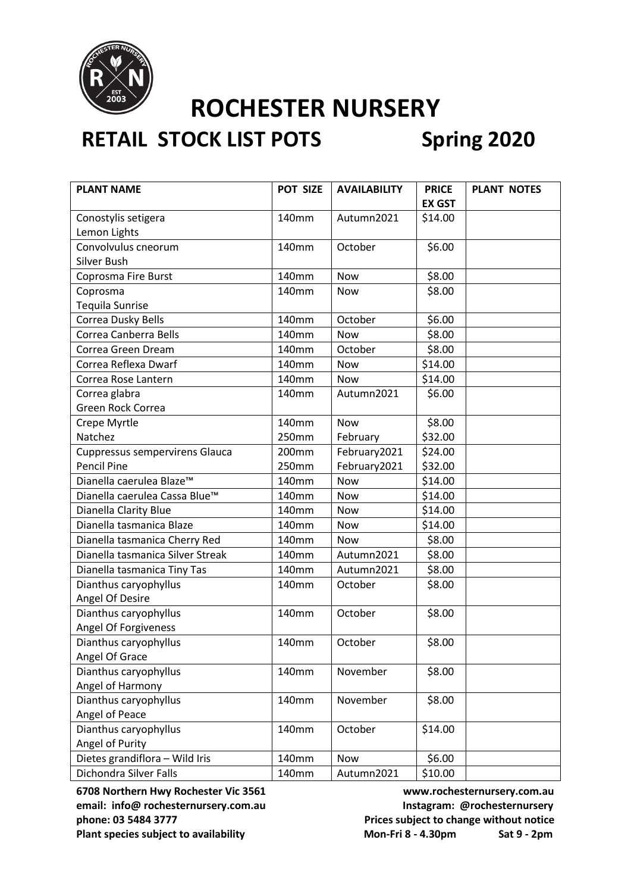# ROCHESTER NURSERY

## RETAIL STOCK LIST POTS Spring 2020

| PLANT NAME | POT SIZE | AVAILABILITY | PRICE EX GST | PLANT NOTES |
|---|---|---|---|---|
| Conostylis setigera Lemon Lights | 140mm | Autumn2021 | $14.00 | |
| Convolvulus cneorum Silver Bush | 140mm | October | $6.00 | |
| Coprosma Fire Burst | 140mm | Now | $8.00 | |
| Coprosma Tequila Sunrise | 140mm | Now | $8.00 | |
| Correa Dusky Bells | 140mm | October | $6.00 | |
| Correa Canberra Bells | 140mm | Now | $8.00 | |
| Correa Green Dream | 140mm | October | $8.00 | |
| Correa Reflexa Dwarf | 140mm | Now | $14.00 | |
| Correa Rose Lantern | 140mm | Now | $14.00 | |
| Correa glabra Green Rock Correa | 140mm | Autumn2021 | $6.00 | |
| Crepe Myrtle Natchez | 140mm<br>250mm | Now<br>February | $8.00<br>$32.00 | |
| Cuppressus sempervirens Glauca Pencil Pine | 200mm<br>250mm | February2021<br>February2021 | $24.00<br>$32.00 | |
| Dianella caerulea Blaze™ | 140mm | Now | $14.00 | |
| Dianella caerulea Cassa Blue™ | 140mm | Now | $14.00 | |
| Dianella Clarity Blue | 140mm | Now | $14.00 | |
| Dianella tasmanica Blaze | 140mm | Now | $14.00 | |
| Dianella tasmanica Cherry Red | 140mm | Now | $8.00 | |
| Dianella tasmanica Silver Streak | 140mm | Autumn2021 | $8.00 | |
| Dianella tasmanica Tiny Tas | 140mm | Autumn2021 | $8.00 | |
| Dianthus caryophyllus Angel Of Desire | 140mm | October | $8.00 | |
| Dianthus caryophyllus Angel Of Forgiveness | 140mm | October | $8.00 | |
| Dianthus caryophyllus Angel Of Grace | 140mm | October | $8.00 | |
| Dianthus caryophyllus Angel of Harmony | 140mm | November | $8.00 | |
| Dianthus caryophyllus Angel of Peace | 140mm | November | $8.00 | |
| Dianthus caryophyllus Angel of Purity | 140mm | October | $14.00 | |
| Dietes grandiflora – Wild Iris | 140mm | Now | $6.00 | |
| Dichondra Silver Falls | 140mm | Autumn2021 | $10.00 | |

**6708 Northern Hwy Rochester Vic 3561**
**email: info@ rochesternursery.com.au**
**phone: 03 5484 3777**
**Plant species subject to availability**

**www.rochesternursery.com.au**
**Instagram: @rochesternursery**
**Prices subject to change without notice**
**Mon-Fri 8 - 4.30pm Sat 9 - 2pm**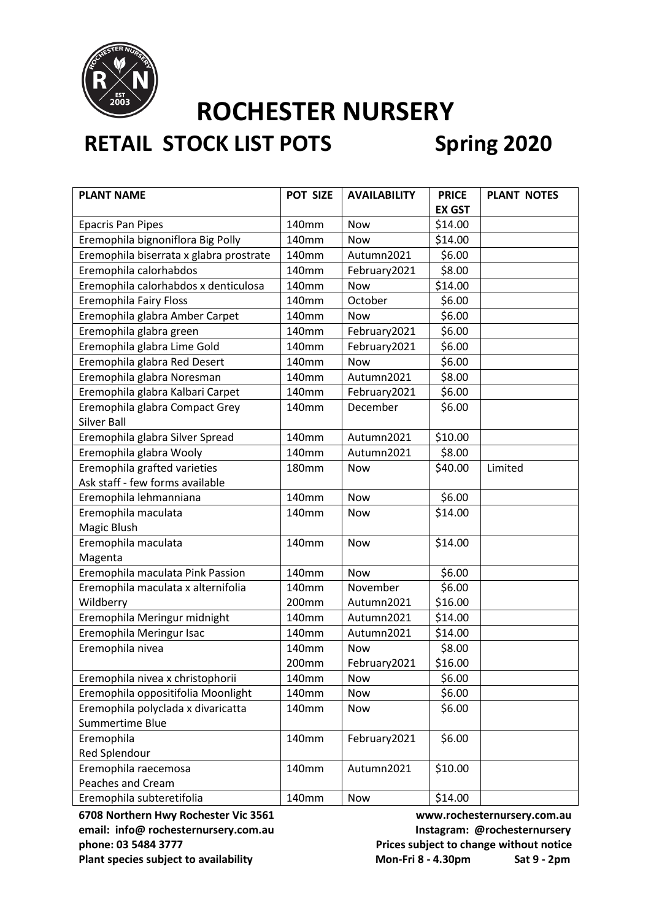# ROCHESTER NURSERY

## RETAIL STOCK LIST POTS Spring 2020

| PLANT NAME | POT SIZE | AVAILABILITY | PRICE EX GST | PLANT NOTES |
|---|---|---|---|---|
| Epacris Pan Pipes | 140mm | Now | $14.00 | |
| Eremophila bignoniflora Big Polly | 140mm | Now | $14.00 | |
| Eremophila biserrata x glabra prostrate | 140mm | Autumn2021 | $6.00 | |
| Eremophila calorhabdos | 140mm | February2021 | $8.00 | |
| Eremophila calorhabdos x denticulosa | 140mm | Now | $14.00 | |
| Eremophila Fairy Floss | 140mm | October | $6.00 | |
| Eremophila glabra Amber Carpet | 140mm | Now | $6.00 | |
| Eremophila glabra green | 140mm | February2021 | $6.00 | |
| Eremophila glabra Lime Gold | 140mm | February2021 | $6.00 | |
| Eremophila glabra Red Desert | 140mm | Now | $6.00 | |
| Eremophila glabra Noresman | 140mm | Autumn2021 | $8.00 | |
| Eremophila glabra Kalbari Carpet | 140mm | February2021 | $6.00 | |
| Eremophila glabra Compact Grey Silver Ball | 140mm | December | $6.00 | |
| Eremophila glabra Silver Spread | 140mm | Autumn2021 | $10.00 | |
| Eremophila glabra Wooly | 140mm | Autumn2021 | $8.00 | |
| Eremophila grafted varieties Ask staff - few forms available | 180mm | Now | $40.00 | Limited |
| Eremophila lehmanniana | 140mm | Now | $6.00 | |
| Eremophila maculata Magic Blush | 140mm | Now | $14.00 | |
| Eremophila maculata Magenta | 140mm | Now | $14.00 | |
| Eremophila maculata Pink Passion | 140mm | Now | $6.00 | |
| Eremophila maculata x alternifolia Wildberry | 140mm<br>200mm | November<br>Autumn2021 | $6.00<br>$16.00 | |
| Eremophila Meringur midnight | 140mm | Autumn2021 | $14.00 | |
| Eremophila Meringur Isac | 140mm | Autumn2021 | $14.00 | |
| Eremophila nivea | 140mm<br>200mm | Now<br>February2021 | $8.00<br>$16.00 | |
| Eremophila nivea x christophorii | 140mm | Now | $6.00 | |
| Eremophila oppositifolia Moonlight | 140mm | Now | $6.00 | |
| Eremophila polyclada x divaricatta Summertime Blue | 140mm | Now | $6.00 | |
| Eremophila Red Splendour | 140mm | February2021 | $6.00 | |
| Eremophila raecemosa Peaches and Cream | 140mm | Autumn2021 | $10.00 | |
| Eremophila subteretifolia | 140mm | Now | $14.00 | |

**6708 Northern Hwy Rochester Vic 3561**
**email: info@ rochesternursery.com.au**
**phone: 03 5484 3777**
**Plant species subject to availability**

**www.rochesternursery.com.au**
**Instagram: @rochesternursery**
**Prices subject to change without notice**
**Mon-Fri 8 - 4.30pm Sat 9 - 2pm**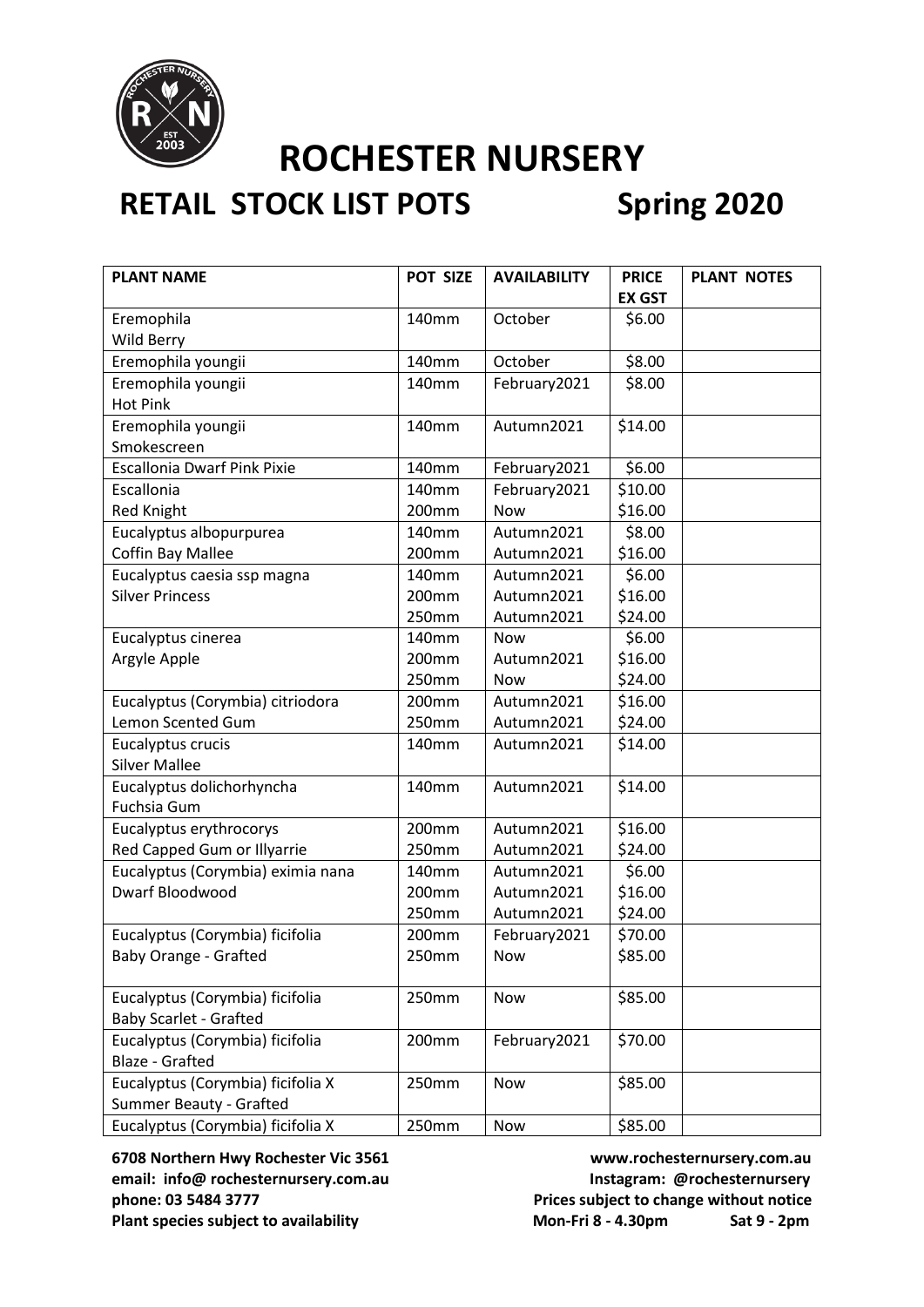# ROCHESTER NURSERY

## RETAIL STOCK LIST POTS Spring 2020

| PLANT NAME | POT SIZE | AVAILABILITY | PRICE EX GST | PLANT NOTES |
|---|---|---|---|---|
| Eremophila<br>Wild Berry | 140mm | October | $6.00 | |
| Eremophila youngii | 140mm | October | $8.00 | |
| Eremophila youngii<br>Hot Pink | 140mm | February2021 | $8.00 | |
| Eremophila youngii<br>Smokescreen | 140mm | Autumn2021 | $14.00 | |
| Escallonia Dwarf Pink Pixie | 140mm | February2021 | $6.00 | |
| Escallonia<br>Red Knight | 140mm<br>200mm | February2021<br>Now | $10.00<br>$16.00 | |
| Eucalyptus albopurpurea<br>Coffin Bay Mallee | 140mm<br>200mm | Autumn2021<br>Autumn2021 | $8.00<br>$16.00 | |
| Eucalyptus caesia ssp magna<br>Silver Princess | 140mm<br>200mm<br>250mm | Autumn2021<br>Autumn2021<br>Autumn2021 | $6.00<br>$16.00<br>$24.00 | |
| Eucalyptus cinerea<br>Argyle Apple | 140mm<br>200mm<br>250mm | Now<br>Autumn2021<br>Now | $6.00<br>$16.00<br>$24.00 | |
| Eucalyptus (Corymbia) citriodora<br>Lemon Scented Gum | 200mm<br>250mm | Autumn2021<br>Autumn2021 | $16.00<br>$24.00 | |
| Eucalyptus crucis<br>Silver Mallee | 140mm | Autumn2021 | $14.00 | |
| Eucalyptus dolichorhyncha<br>Fuchsia Gum | 140mm | Autumn2021 | $14.00 | |
| Eucalyptus erythrocorys<br>Red Capped Gum or Illyarrie | 200mm<br>250mm | Autumn2021<br>Autumn2021 | $16.00<br>$24.00 | |
| Eucalyptus (Corymbia) eximia nana<br>Dwarf Bloodwood | 140mm<br>200mm<br>250mm | Autumn2021<br>Autumn2021<br>Autumn2021 | $6.00<br>$16.00<br>$24.00 | |
| Eucalyptus (Corymbia) ficifolia<br>Baby Orange - Grafted | 200mm<br>250mm | February2021<br>Now | $70.00<br>$85.00 | |
| Eucalyptus (Corymbia) ficifolia<br>Baby Scarlet - Grafted | 250mm | Now | $85.00 | |
| Eucalyptus (Corymbia) ficifolia<br>Blaze - Grafted | 200mm | February2021 | $70.00 | |
| Eucalyptus (Corymbia) ficifolia X<br>Summer Beauty - Grafted | 250mm | Now | $85.00 | |
| Eucalyptus (Corymbia) ficifolia X | 250mm | Now | $85.00 | |

**6708 Northern Hwy Rochester Vic 3561**
**email: info@ rochesternursery.com.au**
**phone: 03 5484 3777**
**Plant species subject to availability**

**www.rochesternursery.com.au**
**Instagram: @rochesternursery**
**Prices subject to change without notice**
**Mon-Fri 8 - 4.30pm Sat 9 - 2pm**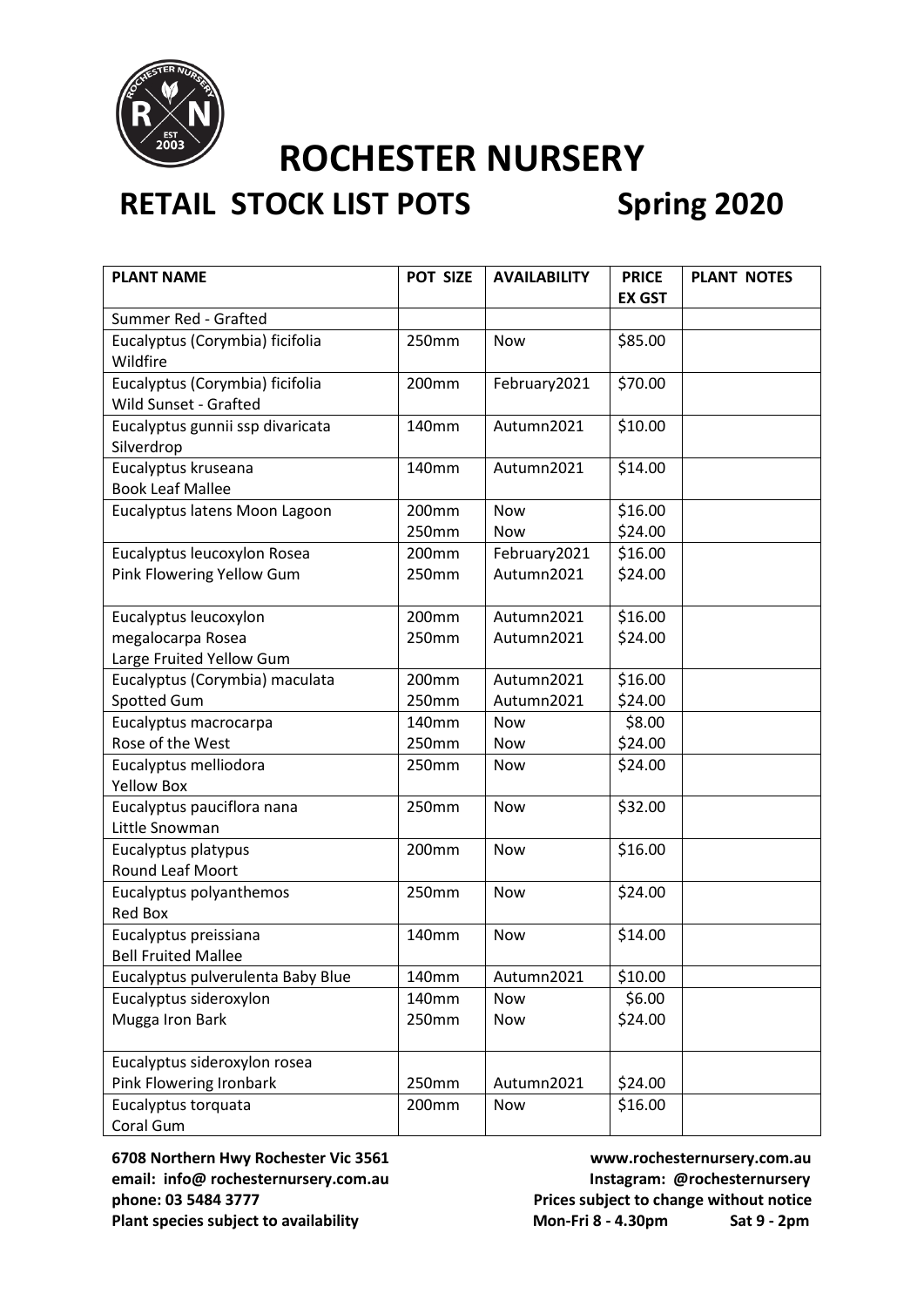# ROCHESTER NURSERY

## RETAIL STOCK LIST POTS Spring 2020

| PLANT NAME | POT SIZE | AVAILABILITY | PRICE EX GST | PLANT NOTES |
|---|---|---|---|---|
| Summer Red - Grafted | | | | |
| Eucalyptus (Corymbia) ficifolia Wildfire | 250mm | Now | $85.00 | |
| Eucalyptus (Corymbia) ficifolia Wild Sunset - Grafted | 200mm | February2021 | $70.00 | |
| Eucalyptus gunnii ssp divaricata Silverdrop | 140mm | Autumn2021 | $10.00 | |
| Eucalyptus kruseana Book Leaf Mallee | 140mm | Autumn2021 | $14.00 | |
| Eucalyptus latens Moon Lagoon | 200mm<br>250mm | Now<br>Now | $16.00<br>$24.00 | |
| Eucalyptus leucoxylon Rosea Pink Flowering Yellow Gum | 200mm<br>250mm | February2021<br>Autumn2021 | $16.00<br>$24.00 | |
| Eucalyptus leucoxylon megalocarpa Rosea Large Fruited Yellow Gum | 200mm<br>250mm | Autumn2021<br>Autumn2021 | $16.00<br>$24.00 | |
| Eucalyptus (Corymbia) maculata Spotted Gum | 200mm<br>250mm | Autumn2021<br>Autumn2021 | $16.00<br>$24.00 | |
| Eucalyptus macrocarpa Rose of the West | 140mm<br>250mm | Now<br>Now | $8.00<br>$24.00 | |
| Eucalyptus melliodora Yellow Box | 250mm | Now | $24.00 | |
| Eucalyptus pauciflora nana Little Snowman | 250mm | Now | $32.00 | |
| Eucalyptus platypus Round Leaf Moort | 200mm | Now | $16.00 | |
| Eucalyptus polyanthemos Red Box | 250mm | Now | $24.00 | |
| Eucalyptus preissiana Bell Fruited Mallee | 140mm | Now | $14.00 | |
| Eucalyptus pulverulenta Baby Blue | 140mm | Autumn2021 | $10.00 | |
| Eucalyptus sideroxylon Mugga Iron Bark | 140mm<br>250mm | Now<br>Now | $6.00<br>$24.00 | |
| Eucalyptus sideroxylon rosea Pink Flowering Ironbark | 250mm | Autumn2021 | $24.00 | |
| Eucalyptus torquata Coral Gum | 200mm | Now | $16.00 | |

**6708 Northern Hwy Rochester Vic 3561**
**email: info@ rochesternursery.com.au**
**phone: 03 5484 3777**
**Plant species subject to availability**

**www.rochesternursery.com.au**
**Instagram: @rochesternursery**
**Prices subject to change without notice**
**Mon-Fri 8 - 4.30pm Sat 9 - 2pm**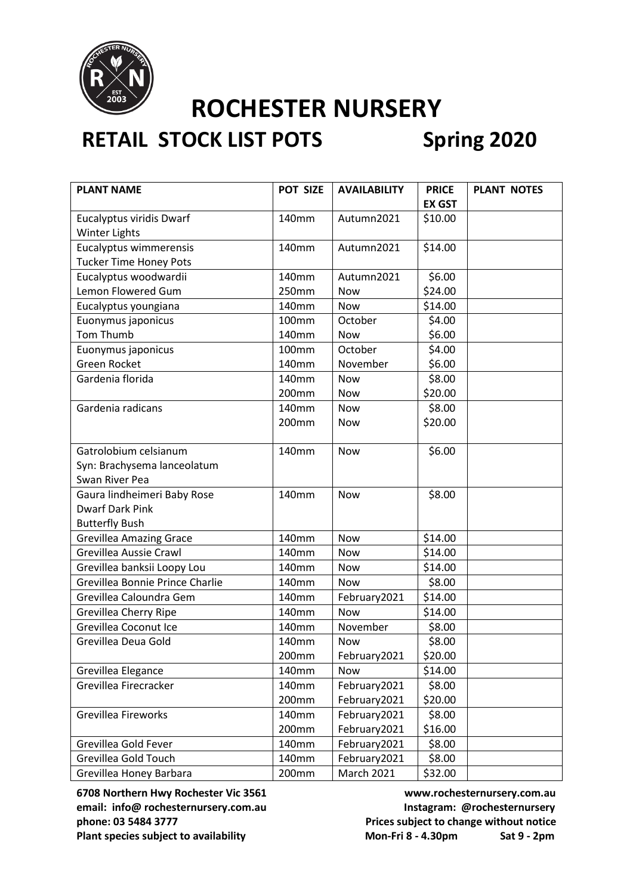# ROCHESTER NURSERY

## RETAIL STOCK LIST POTS Spring 2020

| PLANT NAME | POT SIZE | AVAILABILITY | PRICE EX GST | PLANT NOTES |
|---|---|---|---|---|
| Eucalyptus viridis Dwarf Winter Lights | 140mm | Autumn2021 | $10.00 | |
| Eucalyptus wimmerensis Tucker Time Honey Pots | 140mm | Autumn2021 | $14.00 | |
| Eucalyptus woodwardii Lemon Flowered Gum | 140mm<br>250mm | Autumn2021<br>Now | $6.00<br>$24.00 | |
| Eucalyptus youngiana | 140mm | Now | $14.00 | |
| Euonymus japonicus Tom Thumb | 100mm<br>140mm | October<br>Now | $4.00<br>$6.00 | |
| Euonymus japonicus Green Rocket | 100mm<br>140mm | October<br>November | $4.00<br>$6.00 | |
| Gardenia florida | 140mm<br>200mm | Now<br>Now | $8.00<br>$20.00 | |
| Gardenia radicans | 140mm<br>200mm | Now<br>Now | $8.00<br>$20.00 | |
| Gatrolobium celsianum Syn: Brachysema lanceolatum Swan River Pea | 140mm | Now | $6.00 | |
| Gaura lindheimeri Baby Rose Dwarf Dark Pink Butterfly Bush | 140mm | Now | $8.00 | |
| Grevillea Amazing Grace | 140mm | Now | $14.00 | |
| Grevillea Aussie Crawl | 140mm | Now | $14.00 | |
| Grevillea banksii Loopy Lou | 140mm | Now | $14.00 | |
| Grevillea Bonnie Prince Charlie | 140mm | Now | $8.00 | |
| Grevillea Caloundra Gem | 140mm | February2021 | $14.00 | |
| Grevillea Cherry Ripe | 140mm | Now | $14.00 | |
| Grevillea Coconut Ice | 140mm | November | $8.00 | |
| Grevillea Deua Gold | 140mm<br>200mm | Now<br>February2021 | $8.00<br>$20.00 | |
| Grevillea Elegance | 140mm | Now | $14.00 | |
| Grevillea Firecracker | 140mm<br>200mm | February2021<br>February2021 | $8.00<br>$20.00 | |
| Grevillea Fireworks | 140mm<br>200mm | February2021<br>February2021 | $8.00<br>$16.00 | |
| Grevillea Gold Fever | 140mm | February2021 | $8.00 | |
| Grevillea Gold Touch | 140mm | February2021 | $8.00 | |
| Grevillea Honey Barbara | 200mm | March 2021 | $32.00 | |

**6708 Northern Hwy Rochester Vic 3561**
**email: info@ rochesternursery.com.au**
**phone: 03 5484 3777**
**Plant species subject to availability**

**www.rochesternursery.com.au**
**Instagram: @rochesternursery**
**Prices subject to change without notice**
**Mon-Fri 8 - 4.30pm Sat 9 - 2pm**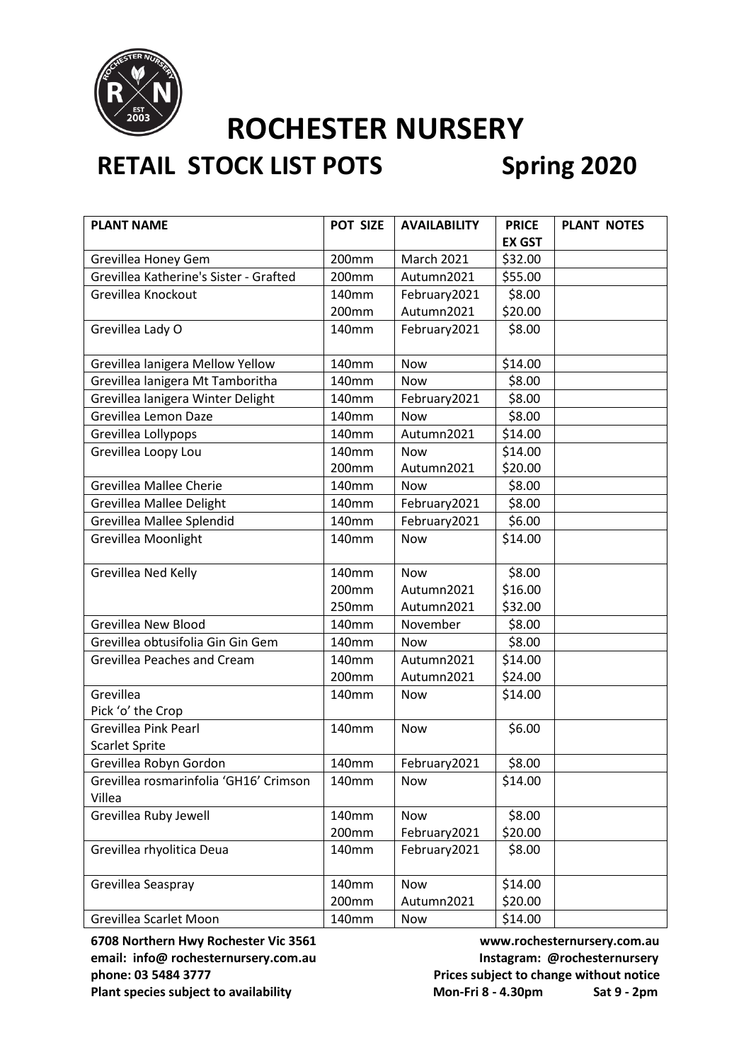# ROCHESTER NURSERY

## RETAIL STOCK LIST POTS Spring 2020

| PLANT NAME | POT SIZE | AVAILABILITY | PRICE EX GST | PLANT NOTES |
|---|---|---|---|---|
| Grevillea Honey Gem | 200mm | March 2021 | $32.00 | |
| Grevillea Katherine's Sister - Grafted | 200mm | Autumn2021 | $55.00 | |
| Grevillea Knockout | 140mm | February2021 | $8.00 | |
| | 200mm | Autumn2021 | $20.00 | |
| Grevillea Lady O | 140mm | February2021 | $8.00 | |
| Grevillea lanigera Mellow Yellow | 140mm | Now | $14.00 | |
| Grevillea lanigera Mt Tamboritha | 140mm | Now | $8.00 | |
| Grevillea lanigera Winter Delight | 140mm | February2021 | $8.00 | |
| Grevillea Lemon Daze | 140mm | Now | $8.00 | |
| Grevillea Lollypops | 140mm | Autumn2021 | $14.00 | |
| Grevillea Loopy Lou | 140mm | Now | $14.00 | |
| | 200mm | Autumn2021 | $20.00 | |
| Grevillea Mallee Cherie | 140mm | Now | $8.00 | |
| Grevillea Mallee Delight | 140mm | February2021 | $8.00 | |
| Grevillea Mallee Splendid | 140mm | February2021 | $6.00 | |
| Grevillea Moonlight | 140mm | Now | $14.00 | |
| Grevillea Ned Kelly | 140mm | Now | $8.00 | |
| | 200mm | Autumn2021 | $16.00 | |
| | 250mm | Autumn2021 | $32.00 | |
| Grevillea New Blood | 140mm | November | $8.00 | |
| Grevillea obtusifolia Gin Gin Gem | 140mm | Now | $8.00 | |
| Grevillea Peaches and Cream | 140mm | Autumn2021 | $14.00 | |
| | 200mm | Autumn2021 | $24.00 | |
| Grevillea Pick 'o' the Crop | 140mm | Now | $14.00 | |
| Grevillea Pink Pearl Scarlet Sprite | 140mm | Now | $6.00 | |
| Grevillea Robyn Gordon | 140mm | February2021 | $8.00 | |
| Grevillea rosmarinfolia 'GH16' Crimson Villea | 140mm | Now | $14.00 | |
| Grevillea Ruby Jewell | 140mm | Now | $8.00 | |
| | 200mm | February2021 | $20.00 | |
| Grevillea rhyolitica Deua | 140mm | February2021 | $8.00 | |
| Grevillea Seaspray | 140mm | Now | $14.00 | |
| | 200mm | Autumn2021 | $20.00 | |
| Grevillea Scarlet Moon | 140mm | Now | $14.00 | |

**6708 Northern Hwy Rochester Vic 3561**
**email: info@ rochesternursery.com.au**
**phone: 03 5484 3777**
**Plant species subject to availability**

**www.rochesternursery.com.au**
**Instagram: @rochesternursery**
**Prices subject to change without notice**
**Mon-Fri 8 - 4.30pm Sat 9 - 2pm**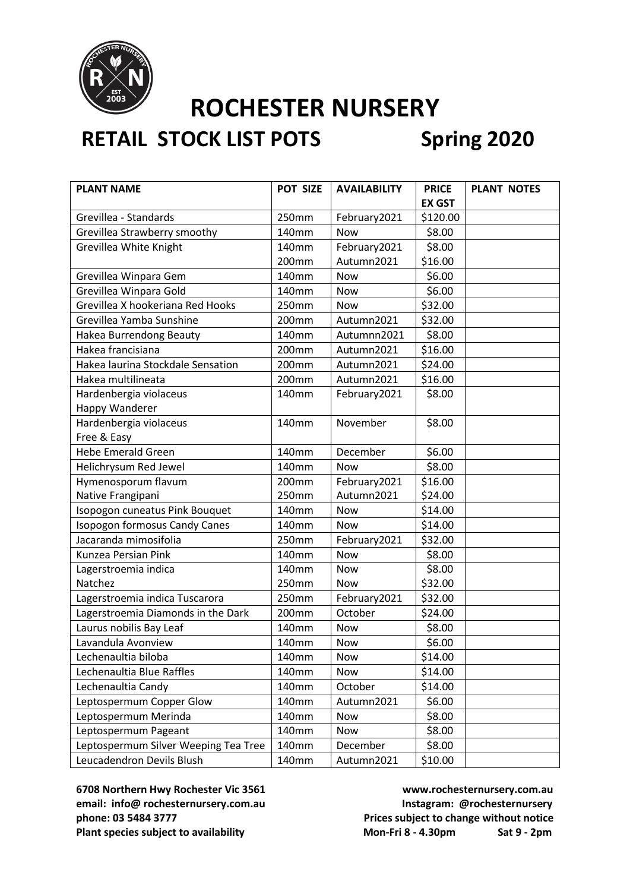# ROCHESTER NURSERY

## RETAIL STOCK LIST POTS Spring 2020

| PLANT NAME | POT SIZE | AVAILABILITY | PRICE EX GST | PLANT NOTES |
|---|---|---|---|---|
| Grevillea - Standards | 250mm | February2021 | $120.00 | |
| Grevillea Strawberry smoothy | 140mm | Now | $8.00 | |
| Grevillea White Knight | 140mm | February2021 | $8.00 | |
| | 200mm | Autumn2021 | $16.00 | |
| Grevillea Winpara Gem | 140mm | Now | $6.00 | |
| Grevillea Winpara Gold | 140mm | Now | $6.00 | |
| Grevillea X hookeriana Red Hooks | 250mm | Now | $32.00 | |
| Grevillea Yamba Sunshine | 200mm | Autumn2021 | $32.00 | |
| Hakea Burrendong Beauty | 140mm | Autumnn2021 | $8.00 | |
| Hakea francisiana | 200mm | Autumn2021 | $16.00 | |
| Hakea laurina Stockdale Sensation | 200mm | Autumn2021 | $24.00 | |
| Hakea multilineata | 200mm | Autumn2021 | $16.00 | |
| Hardenbergia violaceus Happy Wanderer | 140mm | February2021 | $8.00 | |
| Hardenbergia violaceus Free & Easy | 140mm | November | $8.00 | |
| Hebe Emerald Green | 140mm | December | $6.00 | |
| Helichrysum Red Jewel | 140mm | Now | $8.00 | |
| Hymenosporum flavum | 200mm | February2021 | $16.00 | |
| Native Frangipani | 250mm | Autumn2021 | $24.00 | |
| Isopogon cuneatus Pink Bouquet | 140mm | Now | $14.00 | |
| Isopogon formosus Candy Canes | 140mm | Now | $14.00 | |
| Jacaranda mimosifolia | 250mm | February2021 | $32.00 | |
| Kunzea Persian Pink | 140mm | Now | $8.00 | |
| Lagerstroemia indica | 140mm | Now | $8.00 | |
| Natchez | 250mm | Now | $32.00 | |
| Lagerstroemia indica Tuscarora | 250mm | February2021 | $32.00 | |
| Lagerstroemia Diamonds in the Dark | 200mm | October | $24.00 | |
| Laurus nobilis Bay Leaf | 140mm | Now | $8.00 | |
| Lavandula Avonview | 140mm | Now | $6.00 | |
| Lechenaultia biloba | 140mm | Now | $14.00 | |
| Lechenaultia Blue Raffles | 140mm | Now | $14.00 | |
| Lechenaultia Candy | 140mm | October | $14.00 | |
| Leptospermum Copper Glow | 140mm | Autumn2021 | $6.00 | |
| Leptospermum Merinda | 140mm | Now | $8.00 | |
| Leptospermum Pageant | 140mm | Now | $8.00 | |
| Leptospermum Silver Weeping Tea Tree | 140mm | December | $8.00 | |
| Leucadendron Devils Blush | 140mm | Autumn2021 | $10.00 | |

**6708 Northern Hwy Rochester Vic 3561**
**email: info@ rochesternursery.com.au**
**phone: 03 5484 3777**
**Plant species subject to availability**

**www.rochesternursery.com.au**
**Instagram: @rochesternursery**
**Prices subject to change without notice**
**Mon-Fri 8 - 4.30pm Sat 9 - 2pm**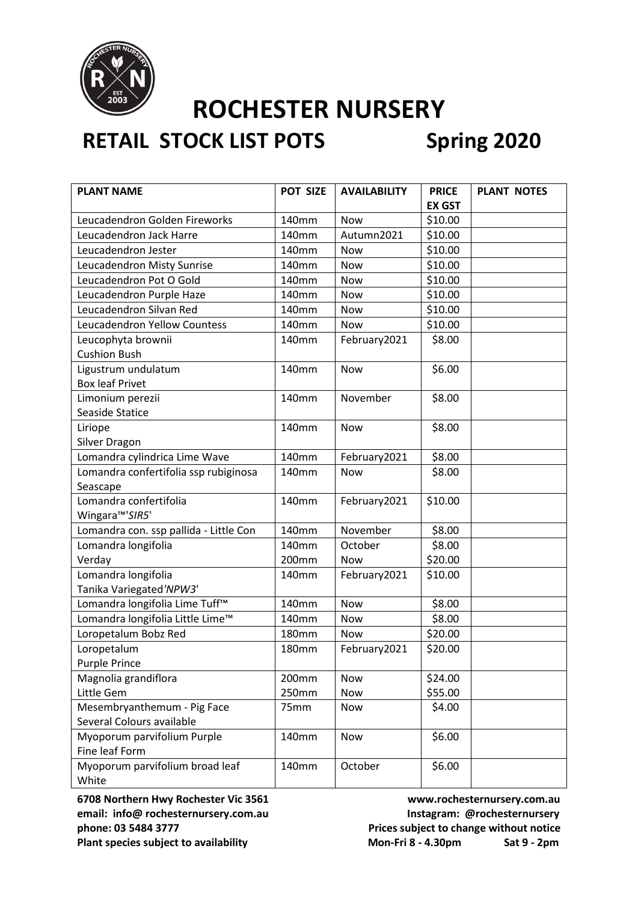# ROCHESTER NURSERY

## RETAIL STOCK LIST POTS Spring 2020

| PLANT NAME | POT SIZE | AVAILABILITY | PRICE EX GST | PLANT NOTES |
|---|---|---|---|---|
| Leucadendron Golden Fireworks | 140mm | Now | $10.00 | |
| Leucadendron Jack Harre | 140mm | Autumn2021 | $10.00 | |
| Leucadendron Jester | 140mm | Now | $10.00 | |
| Leucadendron Misty Sunrise | 140mm | Now | $10.00 | |
| Leucadendron Pot O Gold | 140mm | Now | $10.00 | |
| Leucadendron Purple Haze | 140mm | Now | $10.00 | |
| Leucadendron Silvan Red | 140mm | Now | $10.00 | |
| Leucadendron Yellow Countess | 140mm | Now | $10.00 | |
| Leucophyta brownii<br>Cushion Bush | 140mm | February2021 | $8.00 | |
| Ligustrum undulatum<br>Box leaf Privet | 140mm | Now | $6.00 | |
| Limonium perezii<br>Seaside Statice | 140mm | November | $8.00 | |
| Liriope<br>Silver Dragon | 140mm | Now | $8.00 | |
| Lomandra cylindrica Lime Wave | 140mm | February2021 | $8.00 | |
| Lomandra confertifolia ssp rubiginosa<br>Seascape | 140mm | Now | $8.00 | |
| Lomandra confertifolia<br>Wingara™'*SIR5*' | 140mm | February2021 | $10.00 | |
| Lomandra con. ssp pallida - Little Con | 140mm | November | $8.00 | |
| Lomandra longifolia<br>Verday | 140mm<br>200mm | October<br>Now | $8.00<br>$20.00 | |
| Lomandra longifolia<br>Tanika Variegated*'NPW3*' | 140mm | February2021 | $10.00 | |
| Lomandra longifolia Lime Tuff™ | 140mm | Now | $8.00 | |
| Lomandra longifolia Little Lime™ | 140mm | Now | $8.00 | |
| Loropetalum Bobz Red | 180mm | Now | $20.00 | |
| Loropetalum<br>Purple Prince | 180mm | February2021 | $20.00 | |
| Magnolia grandiflora<br>Little Gem | 200mm<br>250mm | Now<br>Now | $24.00<br>$55.00 | |
| Mesembryanthemum - Pig Face<br>Several Colours available | 75mm | Now | $4.00 | |
| Myoporum parvifolium Purple<br>Fine leaf Form | 140mm | Now | $6.00 | |
| Myoporum parvifolium broad leaf<br>White | 140mm | October | $6.00 | |

**6708 Northern Hwy Rochester Vic 3561**
**email: info@ rochesternursery.com.au**
**phone: 03 5484 3777**
**Plant species subject to availability**

**www.rochesternursery.com.au**
**Instagram: @rochesternursery**
**Prices subject to change without notice**
**Mon-Fri 8 - 4.30pm Sat 9 - 2pm**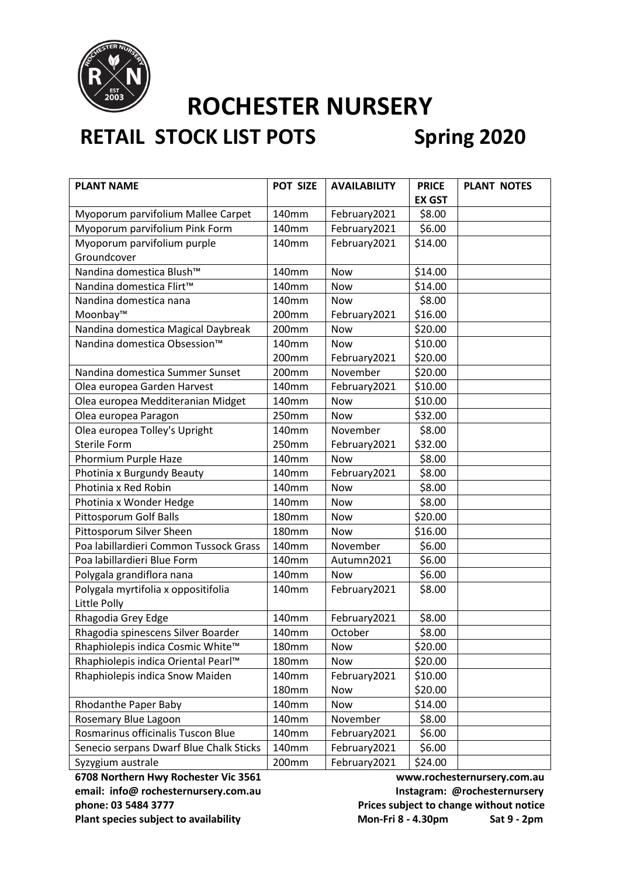# ROCHESTER NURSERY

## RETAIL STOCK LIST POTS Spring 2020

| PLANT NAME | POT SIZE | AVAILABILITY | PRICE EX GST | PLANT NOTES |
|---|---|---|---|---|
| Myoporum parvifolium Mallee Carpet | 140mm | February2021 | $8.00 | |
| Myoporum parvifolium Pink Form | 140mm | February2021 | $6.00 | |
| Myoporum parvifolium purple Groundcover | 140mm | February2021 | $14.00 | |
| Nandina domestica Blush™ | 140mm | Now | $14.00 | |
| Nandina domestica Flirt™ | 140mm | Now | $14.00 | |
| Nandina domestica nana Moonbay™ | 140mm<br>200mm | Now<br>February2021 | $8.00<br>$16.00 | |
| Nandina domestica Magical Daybreak | 200mm | Now | $20.00 | |
| Nandina domestica Obsession™ | 140mm<br>200mm | Now<br>February2021 | $10.00<br>$20.00 | |
| Nandina domestica Summer Sunset | 200mm | November | $20.00 | |
| Olea europea Garden Harvest | 140mm | February2021 | $10.00 | |
| Olea europea Medditeranian Midget | 140mm | Now | $10.00 | |
| Olea europea Paragon | 250mm | Now | $32.00 | |
| Olea europea Tolley's Upright Sterile Form | 140mm<br>250mm | November<br>February2021 | $8.00<br>$32.00 | |
| Phormium Purple Haze | 140mm | Now | $8.00 | |
| Photinia x Burgundy Beauty | 140mm | February2021 | $8.00 | |
| Photinia x Red Robin | 140mm | Now | $8.00 | |
| Photinia x Wonder Hedge | 140mm | Now | $8.00 | |
| Pittosporum Golf Balls | 180mm | Now | $20.00 | |
| Pittosporum Silver Sheen | 180mm | Now | $16.00 | |
| Poa labillardieri Common Tussock Grass | 140mm | November | $6.00 | |
| Poa labillardieri Blue Form | 140mm | Autumn2021 | $6.00 | |
| Polygala grandiflora nana | 140mm | Now | $6.00 | |
| Polygala myrtifolia x oppositifolia Little Polly | 140mm | February2021 | $8.00 | |
| Rhagodia Grey Edge | 140mm | February2021 | $8.00 | |
| Rhagodia spinescens Silver Boarder | 140mm | October | $8.00 | |
| Rhaphiolepis indica Cosmic White™ | 180mm | Now | $20.00 | |
| Rhaphiolepis indica Oriental Pearl™ | 180mm | Now | $20.00 | |
| Rhaphiolepis indica Snow Maiden | 140mm<br>180mm | February2021<br>Now | $10.00<br>$20.00 | |
| Rhodanthe Paper Baby | 140mm | Now | $14.00 | |
| Rosemary Blue Lagoon | 140mm | November | $8.00 | |
| Rosmarinus officinalis Tuscon Blue | 140mm | February2021 | $6.00 | |
| Senecio serpans Dwarf Blue Chalk Sticks | 140mm | February2021 | $6.00 | |
| Syzygium australe | 200mm | February2021 | $24.00 | |

**6708 Northern Hwy Rochester Vic 3561**
**email: info@ rochesternursery.com.au**
**phone: 03 5484 3777**
**Plant species subject to availability**

**www.rochesternursery.com.au**
**Instagram: @rochesternursery**
**Prices subject to change without notice**
**Mon-Fri 8 - 4.30pm Sat 9 - 2pm**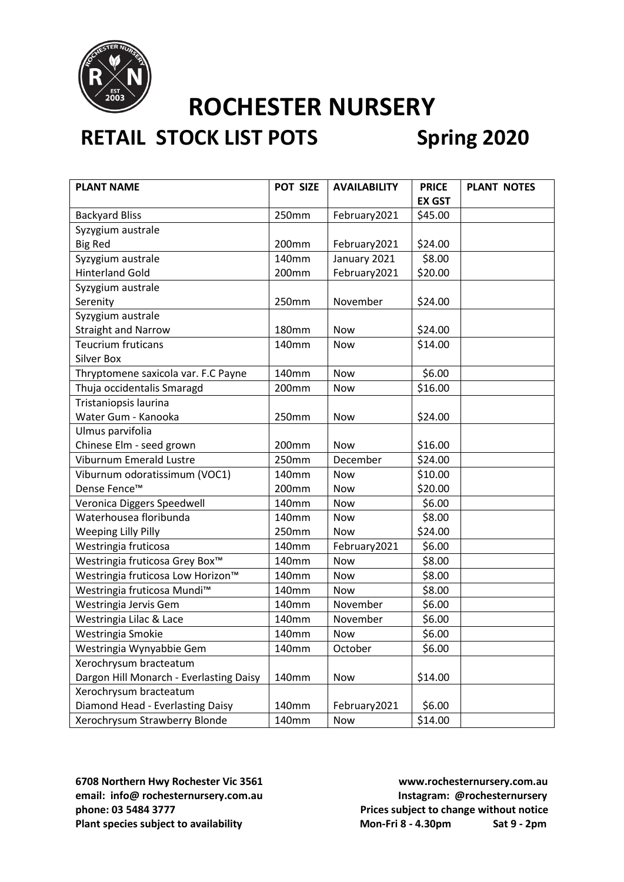# ROCHESTER NURSERY

## RETAIL STOCK LIST POTS Spring 2020

| PLANT NAME | POT SIZE | AVAILABILITY | PRICE EX GST | PLANT NOTES |
|---|---|---|---|---|
| Backyard Bliss | 250mm | February2021 | $45.00 | |
| Syzygium australe<br>Big Red | 200mm | February2021 | $24.00 | |
| Syzygium australe<br>Hinterland Gold | 140mm<br>200mm | January 2021<br>February2021 | $8.00<br>$20.00 | |
| Syzygium australe<br>Serenity | 250mm | November | $24.00 | |
| Syzygium australe<br>Straight and Narrow | 180mm | Now | $24.00 | |
| Teucrium fruticans<br>Silver Box | 140mm | Now | $14.00 | |
| Thryptomene saxicola var. F.C Payne | 140mm | Now | $6.00 | |
| Thuja occidentalis Smaragd | 200mm | Now | $16.00 | |
| Tristaniopsis laurina<br>Water Gum - Kanooka | 250mm | Now | $24.00 | |
| Ulmus parvifolia<br>Chinese Elm - seed grown | 200mm | Now | $16.00 | |
| Viburnum Emerald Lustre | 250mm | December | $24.00 | |
| Viburnum odoratissimum (VOC1)<br>Dense Fence™ | 140mm<br>200mm | Now<br>Now | $10.00<br>$20.00 | |
| Veronica Diggers Speedwell | 140mm | Now | $6.00 | |
| Waterhousea floribunda<br>Weeping Lilly Pilly | 140mm<br>250mm | Now<br>Now | $8.00<br>$24.00 | |
| Westringia fruticosa | 140mm | February2021 | $6.00 | |
| Westringia fruticosa Grey Box™ | 140mm | Now | $8.00 | |
| Westringia fruticosa Low Horizon™ | 140mm | Now | $8.00 | |
| Westringia fruticosa Mundi™ | 140mm | Now | $8.00 | |
| Westringia Jervis Gem | 140mm | November | $6.00 | |
| Westringia Lilac & Lace | 140mm | November | $6.00 | |
| Westringia Smokie | 140mm | Now | $6.00 | |
| Westringia Wynyabbie Gem | 140mm | October | $6.00 | |
| Xerochrysum bracteatum<br>Dargon Hill Monarch - Everlasting Daisy | 140mm | Now | $14.00 | |
| Xerochrysum bracteatum<br>Diamond Head - Everlasting Daisy | 140mm | February2021 | $6.00 | |
| Xerochrysum Strawberry Blonde | 140mm | Now | $14.00 | |

**6708 Northern Hwy Rochester Vic 3561**
**email: info@ rochesternursery.com.au**
**phone: 03 5484 3777**
**Plant species subject to availability**

**www.rochesternursery.com.au**
**Instagram: @rochesternursery**
**Prices subject to change without notice**
**Mon-Fri 8 - 4.30pm Sat 9 - 2pm**